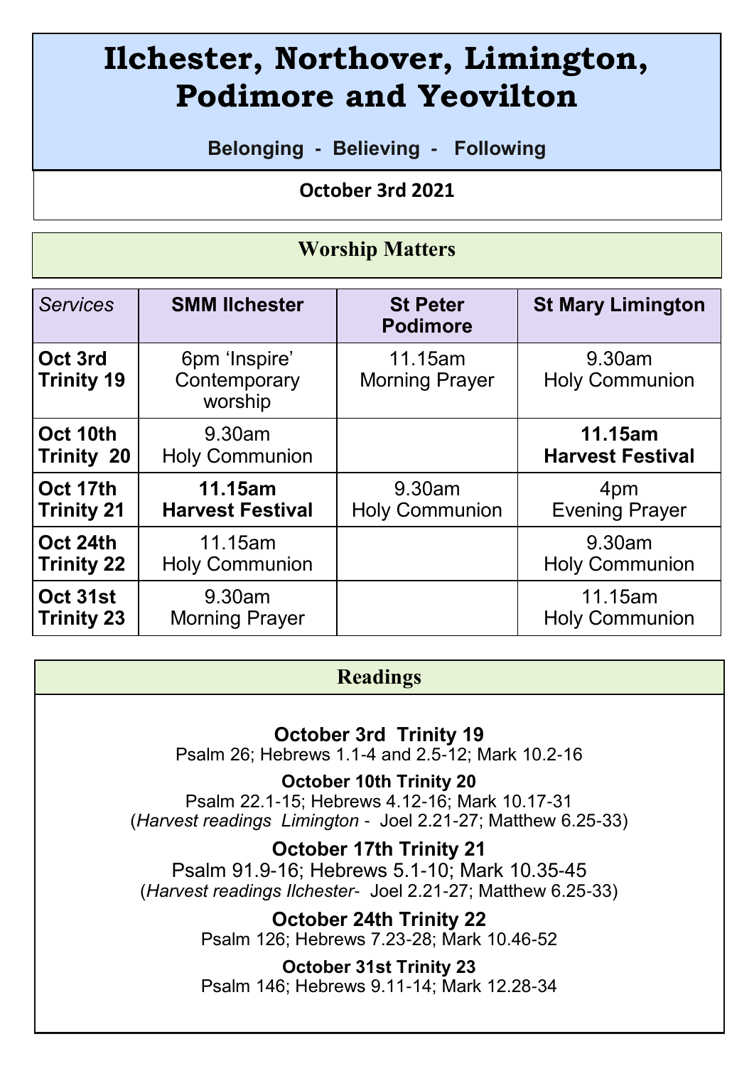# Ilchester, Northover, Limington, Podimore and Yeovilton

**Belonging - Believing - Following**

**October 3rd 2021**

## Worship Matters

| *Services* | **SMM Ilchester** | **St Peter Podimore** | **St Mary Limington** |
|---|---|---|---|
| **Oct 3rd Trinity 19** | 6pm 'Inspire' Contemporary worship | 11.15am Morning Prayer | 9.30am Holy Communion |
| **Oct 10th Trinity 20** | 9.30am Holy Communion | | **11.15am Harvest Festival** |
| **Oct 17th Trinity 21** | **11.15am Harvest Festival** | 9.30am Holy Communion | 4pm Evening Prayer |
| **Oct 24th Trinity 22** | 11.15am Holy Communion | | 9.30am Holy Communion |
| **Oct 31st Trinity 23** | 9.30am Morning Prayer | | 11.15am Holy Communion |

## Readings

**October 3rd Trinity 19**
Psalm 26; Hebrews 1.1-4 and 2.5-12; Mark 10.2-16

**October 10th Trinity 20**
Psalm 22.1-15; Hebrews 4.12-16; Mark 10.17-31
(*Harvest readings Limington* - Joel 2.21-27; Matthew 6.25-33)

**October 17th Trinity 21**
Psalm 91.9-16; Hebrews 5.1-10; Mark 10.35-45
(*Harvest readings Ilchester*- Joel 2.21-27; Matthew 6.25-33)

**October 24th Trinity 22**
Psalm 126; Hebrews 7.23-28; Mark 10.46-52

**October 31st Trinity 23**
Psalm 146; Hebrews 9.11-14; Mark 12.28-34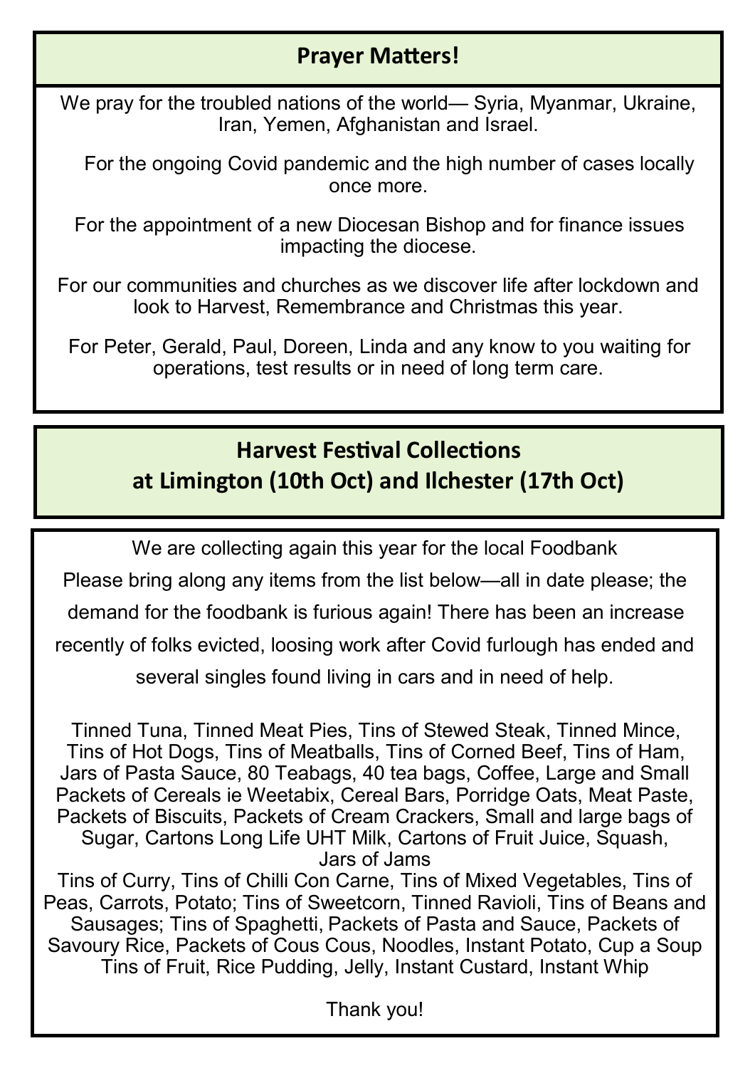## Prayer Matters!

We pray for the troubled nations of the world— Syria, Myanmar, Ukraine, Iran, Yemen, Afghanistan and Israel.

For the ongoing Covid pandemic and the high number of cases locally once more.

For the appointment of a new Diocesan Bishop and for finance issues impacting the diocese.

For our communities and churches as we discover life after lockdown and look to Harvest, Remembrance and Christmas this year.

For Peter, Gerald, Paul, Doreen, Linda and any know to you waiting for operations, test results or in need of long term care.

## Harvest Festival Collections at Limington (10th Oct) and Ilchester (17th Oct)

We are collecting again this year for the local Foodbank

Please bring along any items from the list below—all in date please; the demand for the foodbank is furious again! There has been an increase recently of folks evicted, loosing work after Covid furlough has ended and several singles found living in cars and in need of help.

Tinned Tuna, Tinned Meat Pies, Tins of Stewed Steak, Tinned Mince, Tins of Hot Dogs, Tins of Meatballs, Tins of Corned Beef, Tins of Ham, Jars of Pasta Sauce, 80 Teabags, 40 tea bags, Coffee, Large and Small Packets of Cereals ie Weetabix, Cereal Bars, Porridge Oats, Meat Paste, Packets of Biscuits, Packets of Cream Crackers, Small and large bags of Sugar, Cartons Long Life UHT Milk, Cartons of Fruit Juice, Squash, Jars of Jams

Tins of Curry, Tins of Chilli Con Carne, Tins of Mixed Vegetables, Tins of Peas, Carrots, Potato; Tins of Sweetcorn, Tinned Ravioli, Tins of Beans and Sausages; Tins of Spaghetti, Packets of Pasta and Sauce, Packets of Savoury Rice, Packets of Cous Cous, Noodles, Instant Potato, Cup a Soup

Tins of Fruit, Rice Pudding, Jelly, Instant Custard, Instant Whip

Thank you!